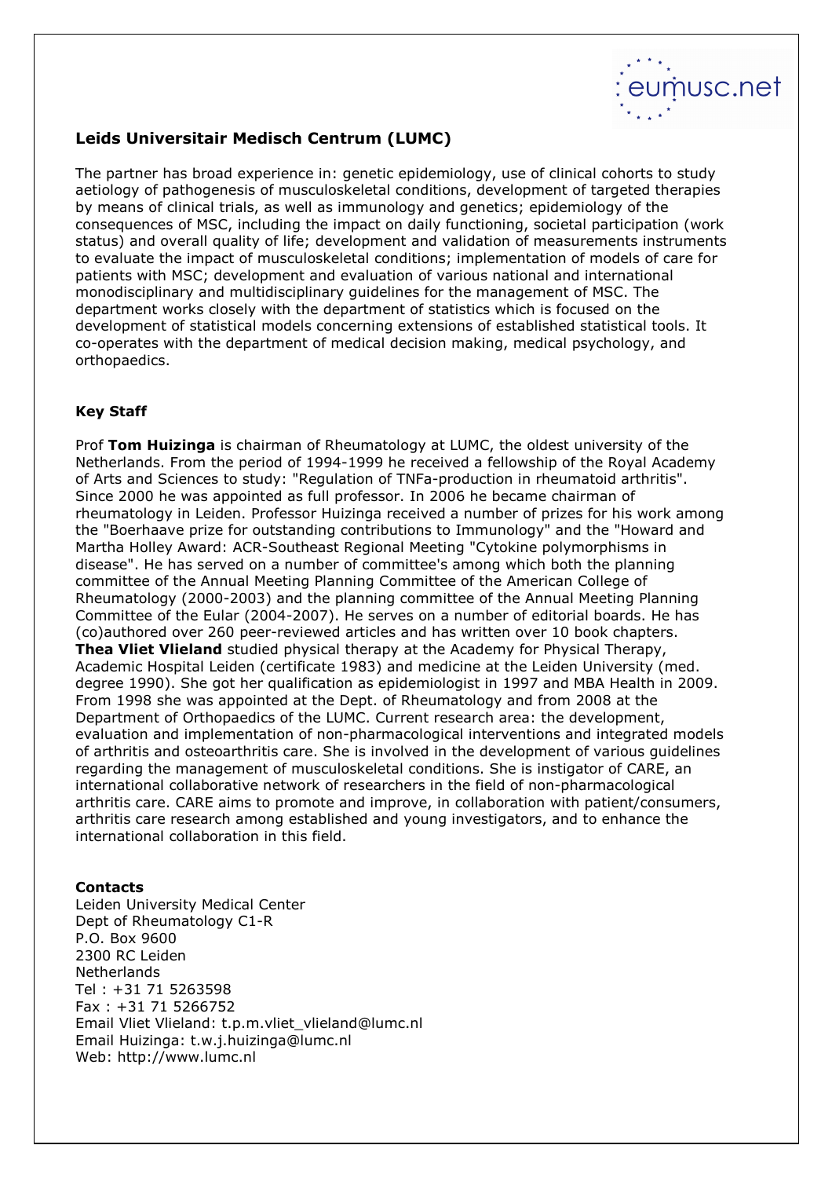## Leids Universitair Medisch Centrum (LUMC)

The partner has broad experience in: genetic epidemiology, use of clinical cohorts to study aetiology of pathogenesis of musculoskeletal conditions, development of targeted therapies by means of clinical trials, as well as immunology and genetics; epidemiology of the consequences of MSC, including the impact on daily functioning, societal participation (work status) and overall quality of life; development and validation of measurements instruments to evaluate the impact of musculoskeletal conditions; implementation of models of care for patients with MSC; development and evaluation of various national and international monodisciplinary and multidisciplinary guidelines for the management of MSC. The department works closely with the department of statistics which is focused on the development of statistical models concerning extensions of established statistical tools. It co-operates with the department of medical decision making, medical psychology, and orthopaedics.

### Key Staff

Prof **Tom Huizinga** is chairman of Rheumatology at LUMC, the oldest university of the Netherlands. From the period of 1994-1999 he received a fellowship of the Royal Academy of Arts and Sciences to study: "Regulation of TNFa-production in rheumatoid arthritis". Since 2000 he was appointed as full professor. In 2006 he became chairman of rheumatology in Leiden. Professor Huizinga received a number of prizes for his work among the "Boerhaave prize for outstanding contributions to Immunology" and the "Howard and Martha Holley Award: ACR-Southeast Regional Meeting "Cytokine polymorphisms in disease". He has served on a number of committee's among which both the planning committee of the Annual Meeting Planning Committee of the American College of Rheumatology (2000-2003) and the planning committee of the Annual Meeting Planning Committee of the Eular (2004-2007). He serves on a number of editorial boards. He has (co)authored over 260 peer-reviewed articles and has written over 10 book chapters.
**Thea Vliet Vlieland** studied physical therapy at the Academy for Physical Therapy, Academic Hospital Leiden (certificate 1983) and medicine at the Leiden University (med. degree 1990). She got her qualification as epidemiologist in 1997 and MBA Health in 2009. From 1998 she was appointed at the Dept. of Rheumatology and from 2008 at the Department of Orthopaedics of the LUMC. Current research area: the development, evaluation and implementation of non-pharmacological interventions and integrated models of arthritis and osteoarthritis care. She is involved in the development of various guidelines regarding the management of musculoskeletal conditions. She is instigator of CARE, an international collaborative network of researchers in the field of non-pharmacological arthritis care. CARE aims to promote and improve, in collaboration with patient/consumers, arthritis care research among established and young investigators, and to enhance the international collaboration in this field.

### Contacts

Leiden University Medical Center
Dept of Rheumatology C1-R
P.O. Box 9600
2300 RC Leiden
Netherlands
Tel : +31 71 5263598
Fax : +31 71 5266752
Email Vliet Vlieland: t.p.m.vliet_vlieland@lumc.nl
Email Huizinga: t.w.j.huizinga@lumc.nl
Web: http://www.lumc.nl